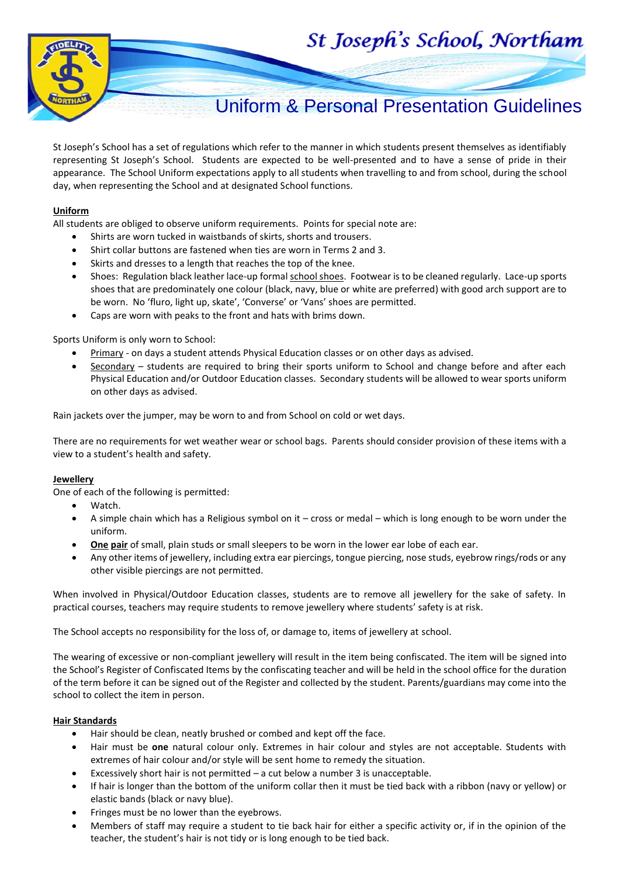# St Joseph's School, Northam

## Uniform & Personal Presentation Guidelines

St Joseph's School has a set of regulations which refer to the manner in which students present themselves as identifiably representing St Joseph's School. Students are expected to be well-presented and to have a sense of pride in their appearance. The School Uniform expectations apply to all students when travelling to and from school, during the school day, when representing the School and at designated School functions.

### Uniform

All students are obliged to observe uniform requirements. Points for special note are:

- Shirts are worn tucked in waistbands of skirts, shorts and trousers.
- Shirt collar buttons are fastened when ties are worn in Terms 2 and 3.
- Skirts and dresses to a length that reaches the top of the knee.
- Shoes: Regulation black leather lace-up formal school shoes. Footwear is to be cleaned regularly. Lace-up sports shoes that are predominately one colour (black, navy, blue or white are preferred) with good arch support are to be worn. No 'fluro, light up, skate', 'Converse' or 'Vans' shoes are permitted.
- Caps are worn with peaks to the front and hats with brims down.

Sports Uniform is only worn to School:

- Primary - on days a student attends Physical Education classes or on other days as advised.
- Secondary – students are required to bring their sports uniform to School and change before and after each Physical Education and/or Outdoor Education classes. Secondary students will be allowed to wear sports uniform on other days as advised.

Rain jackets over the jumper, may be worn to and from School on cold or wet days.

There are no requirements for wet weather wear or school bags. Parents should consider provision of these items with a view to a student's health and safety.

### Jewellery

One of each of the following is permitted:

- Watch.
- A simple chain which has a Religious symbol on it – cross or medal – which is long enough to be worn under the uniform.
- **One pair** of small, plain studs or small sleepers to be worn in the lower ear lobe of each ear.
- Any other items of jewellery, including extra ear piercings, tongue piercing, nose studs, eyebrow rings/rods or any other visible piercings are not permitted.

When involved in Physical/Outdoor Education classes, students are to remove all jewellery for the sake of safety. In practical courses, teachers may require students to remove jewellery where students' safety is at risk.

The School accepts no responsibility for the loss of, or damage to, items of jewellery at school.

The wearing of excessive or non-compliant jewellery will result in the item being confiscated. The item will be signed into the School's Register of Confiscated Items by the confiscating teacher and will be held in the school office for the duration of the term before it can be signed out of the Register and collected by the student. Parents/guardians may come into the school to collect the item in person.

### Hair Standards

- Hair should be clean, neatly brushed or combed and kept off the face.
- Hair must be **one** natural colour only. Extremes in hair colour and styles are not acceptable. Students with extremes of hair colour and/or style will be sent home to remedy the situation.
- Excessively short hair is not permitted – a cut below a number 3 is unacceptable.
- If hair is longer than the bottom of the uniform collar then it must be tied back with a ribbon (navy or yellow) or elastic bands (black or navy blue).
- Fringes must be no lower than the eyebrows.
- Members of staff may require a student to tie back hair for either a specific activity or, if in the opinion of the teacher, the student's hair is not tidy or is long enough to be tied back.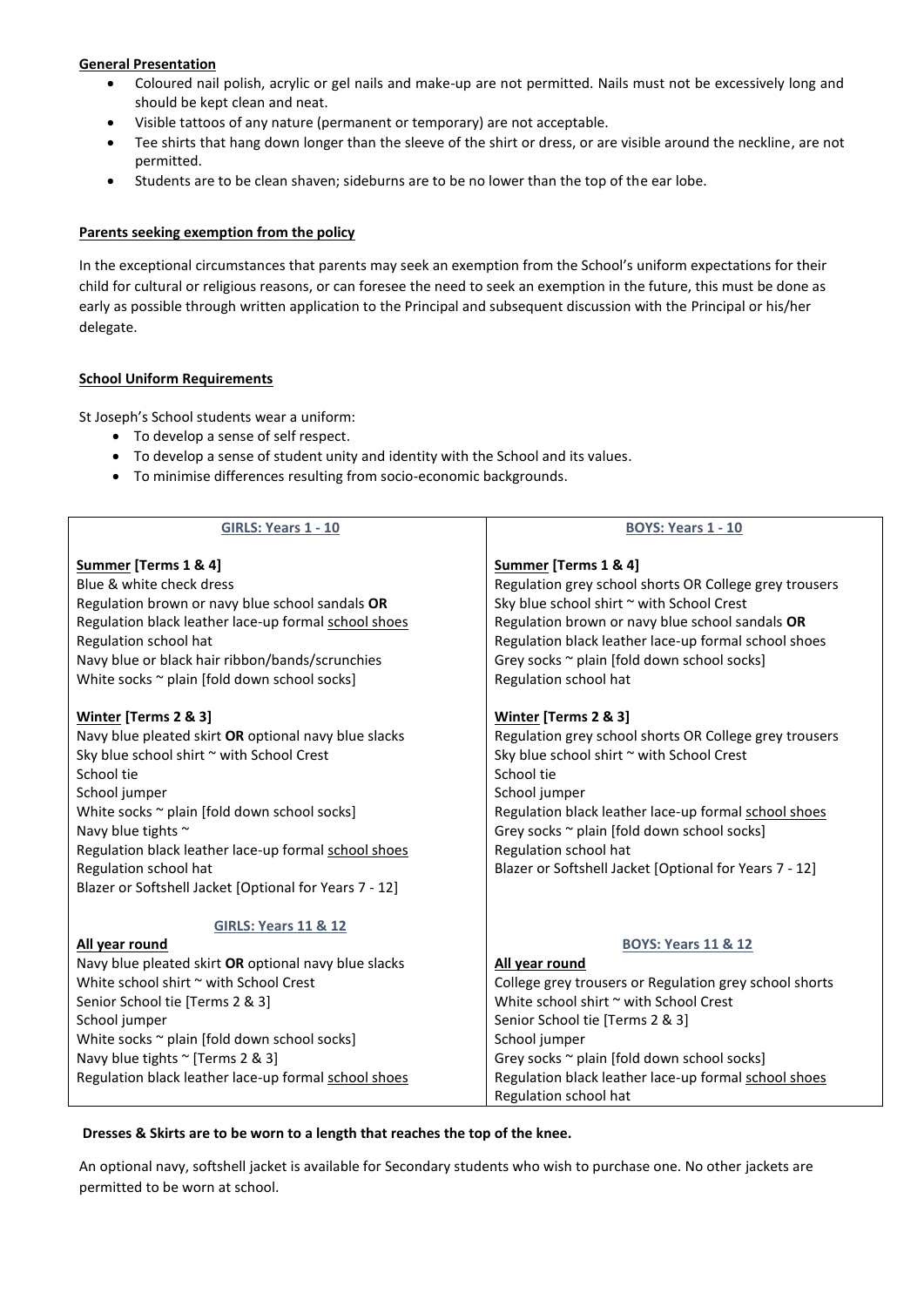**General Presentation**

- Coloured nail polish, acrylic or gel nails and make-up are not permitted. Nails must not be excessively long and should be kept clean and neat.
- Visible tattoos of any nature (permanent or temporary) are not acceptable.
- Tee shirts that hang down longer than the sleeve of the shirt or dress, or are visible around the neckline, are not permitted.
- Students are to be clean shaven; sideburns are to be no lower than the top of the ear lobe.

**Parents seeking exemption from the policy**

In the exceptional circumstances that parents may seek an exemption from the School's uniform expectations for their child for cultural or religious reasons, or can foresee the need to seek an exemption in the future, this must be done as early as possible through written application to the Principal and subsequent discussion with the Principal or his/her delegate.

**School Uniform Requirements**

St Joseph's School students wear a uniform:

- To develop a sense of self respect.
- To develop a sense of student unity and identity with the School and its values.
- To minimise differences resulting from socio-economic backgrounds.

| GIRLS: Years 1 - 10 | BOYS: Years 1 - 10 |
| --- | --- |
| **Summer [Terms 1 & 4]**<br>Blue & white check dress<br>Regulation brown or navy blue school sandals **OR**<br>Regulation black leather lace-up formal school shoes<br>Regulation school hat<br>Navy blue or black hair ribbon/bands/scrunchies<br>White socks ~ plain [fold down school socks] | **Summer [Terms 1 & 4]**<br>Regulation grey school shorts OR College grey trousers<br>Sky blue school shirt ~ with School Crest<br>Regulation brown or navy blue school sandals **OR**<br>Regulation black leather lace-up formal school shoes<br>Grey socks ~ plain [fold down school socks]<br>Regulation school hat |
| **Winter [Terms 2 & 3]**<br>Navy blue pleated skirt **OR** optional navy blue slacks<br>Sky blue school shirt ~ with School Crest<br>School tie<br>School jumper<br>White socks ~ plain [fold down school socks]<br>Navy blue tights ~<br>Regulation black leather lace-up formal school shoes<br>Regulation school hat<br>Blazer or Softshell Jacket [Optional for Years 7 - 12] | **Winter [Terms 2 & 3]**<br>Regulation grey school shorts OR College grey trousers<br>Sky blue school shirt ~ with School Crest<br>School tie<br>School jumper<br>Regulation black leather lace-up formal school shoes<br>Grey socks ~ plain [fold down school socks]<br>Regulation school hat<br>Blazer or Softshell Jacket [Optional for Years 7 - 12] |
| **GIRLS: Years 11 & 12** | **BOYS: Years 11 & 12** |
| **All year round**<br>Navy blue pleated skirt **OR** optional navy blue slacks<br>White school shirt ~ with School Crest<br>Senior School tie [Terms 2 & 3]<br>School jumper<br>White socks ~ plain [fold down school socks]<br>Navy blue tights ~ [Terms 2 & 3]<br>Regulation black leather lace-up formal school shoes | **All year round**<br>College grey trousers or Regulation grey school shorts<br>White school shirt ~ with School Crest<br>Senior School tie [Terms 2 & 3]<br>School jumper<br>Grey socks ~ plain [fold down school socks]<br>Regulation black leather lace-up formal school shoes<br>Regulation school hat |

**Dresses & Skirts are to be worn to a length that reaches the top of the knee.**

An optional navy, softshell jacket is available for Secondary students who wish to purchase one. No other jackets are permitted to be worn at school.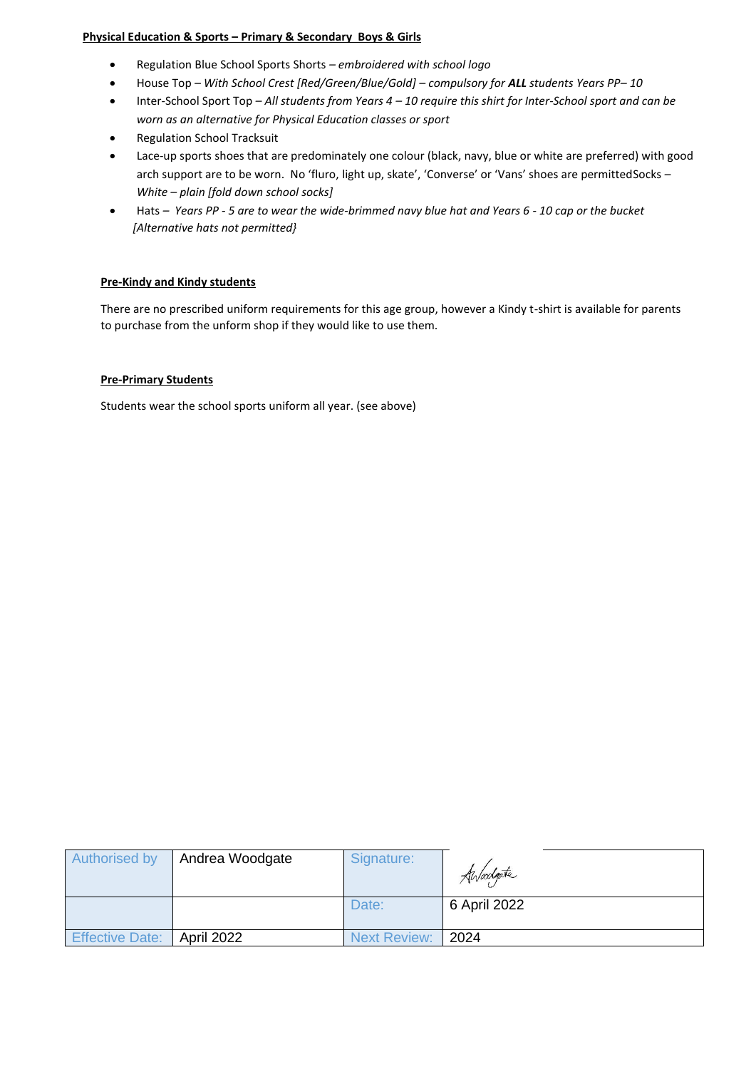**<u>Physical Education & Sports – Primary & Secondary  Boys & Girls</u>**

- Regulation Blue School Sports Shorts – *embroidered with school logo*
- House Top – *With School Crest [Red/Green/Blue/Gold] – compulsory for **ALL** students Years PP– 10*
- Inter-School Sport Top – *All students from Years 4 – 10 require this shirt for Inter-School sport and can be worn as an alternative for Physical Education classes or sport*
- Regulation School Tracksuit
- Lace-up sports shoes that are predominately one colour (black, navy, blue or white are preferred) with good arch support are to be worn.  No 'fluro, light up, skate', 'Converse' or 'Vans' shoes are permittedSocks – *White – plain [fold down school socks]*
- Hats – *Years PP - 5 are to wear the wide-brimmed navy blue hat and Years 6 - 10 cap or the bucket [Alternative hats not permitted}*

**<u>Pre-Kindy and Kindy students</u>**

There are no prescribed uniform requirements for this age group, however a Kindy t-shirt is available for parents to purchase from the unform shop if they would like to use them.

**<u>Pre-Primary Students</u>**

Students wear the school sports uniform all year. (see above)

| | | | |
|---|---|---|---|
| Authorised by | Andrea Woodgate | Signature: | A Woodgate |
| | | Date: | 6 April 2022 |
| Effective Date: | April 2022 | Next Review: | 2024 |